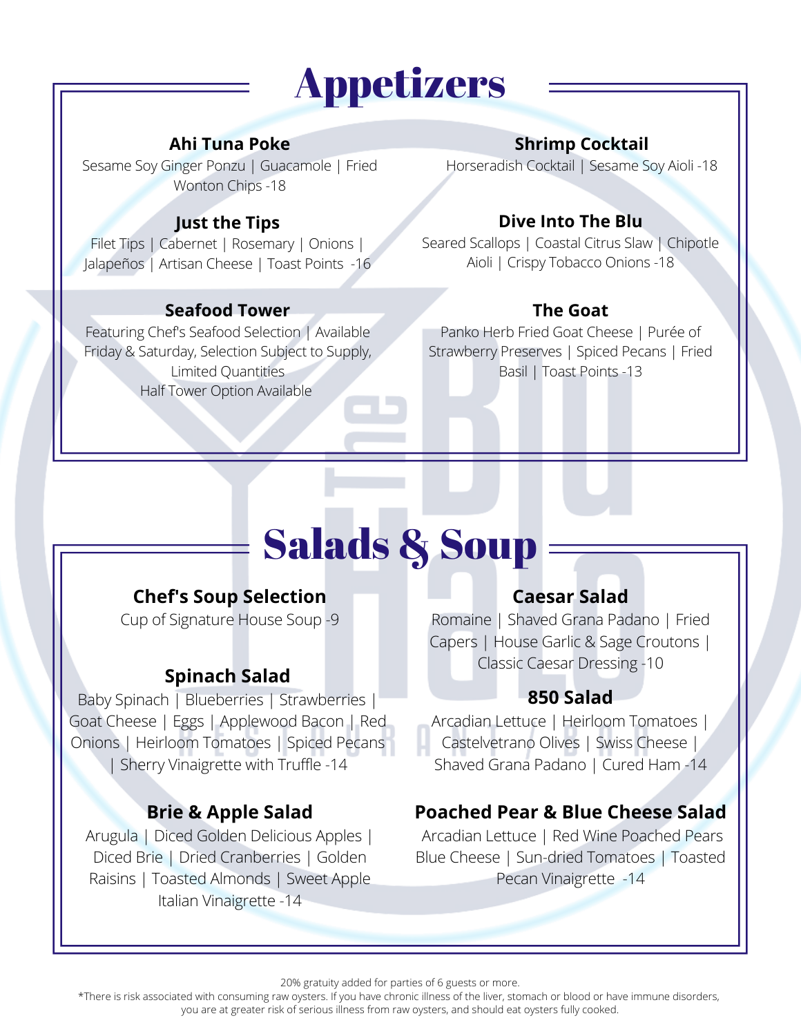# Appetizers

### Ahi Tuna Poke
Sesame Soy Ginger Ponzu | Guacamole | Fried Wonton Chips -18

### Just the Tips
Filet Tips | Cabernet | Rosemary | Onions | Jalapeños | Artisan Cheese | Toast Points -16

### Seafood Tower
Featuring Chef's Seafood Selection | Available Friday & Saturday, Selection Subject to Supply, Limited Quantities
Half Tower Option Available

### Shrimp Cocktail
Horseradish Cocktail | Sesame Soy Aioli -18

### Dive Into The Blu
Seared Scallops | Coastal Citrus Slaw | Chipotle Aioli | Crispy Tobacco Onions -18

### The Goat
Panko Herb Fried Goat Cheese | Purée of Strawberry Preserves | Spiced Pecans | Fried Basil | Toast Points -13

# Salads & Soup

### Chef's Soup Selection
Cup of Signature House Soup -9

### Spinach Salad
Baby Spinach | Blueberries | Strawberries | Goat Cheese | Eggs | Applewood Bacon | Red Onions | Heirloom Tomatoes | Spiced Pecans | Sherry Vinaigrette with Truffle -14

### Brie & Apple Salad
Arugula | Diced Golden Delicious Apples | Diced Brie | Dried Cranberries | Golden Raisins | Toasted Almonds | Sweet Apple Italian Vinaigrette -14

### Caesar Salad
Romaine | Shaved Grana Padano | Fried Capers | House Garlic & Sage Croutons | Classic Caesar Dressing -10

### 850 Salad
Arcadian Lettuce | Heirloom Tomatoes | Castelvetrano Olives | Swiss Cheese | Shaved Grana Padano | Cured Ham -14

### Poached Pear & Blue Cheese Salad
Arcadian Lettuce | Red Wine Poached Pears Blue Cheese | Sun-dried Tomatoes | Toasted Pecan Vinaigrette -14

20% gratuity added for parties of 6 guests or more.

*There is risk associated with consuming raw oysters. If you have chronic illness of the liver, stomach or blood or have immune disorders, you are at greater risk of serious illness from raw oysters, and should eat oysters fully cooked.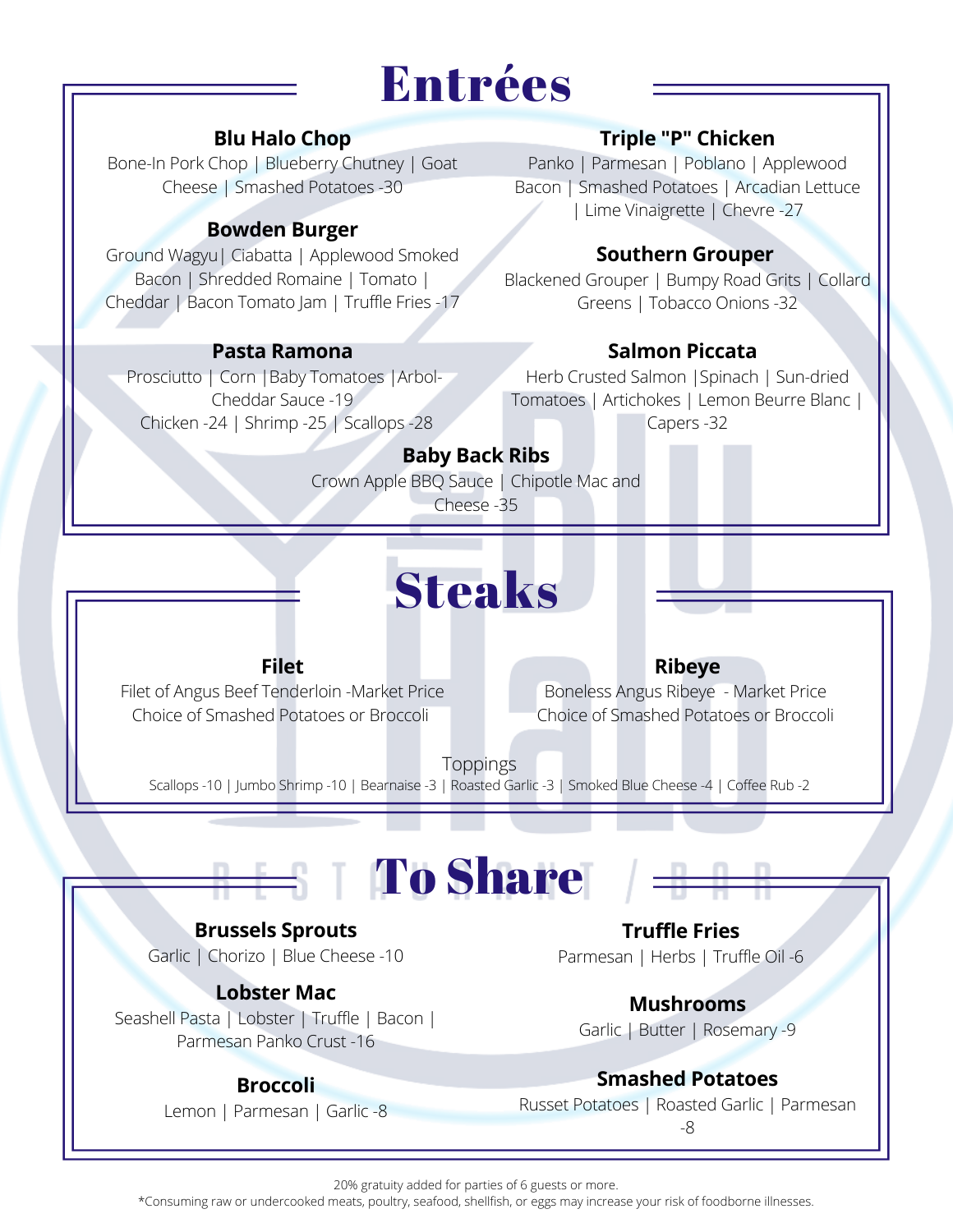# Entrées

### Blu Halo Chop
Bone-In Pork Chop | Blueberry Chutney | Goat Cheese | Smashed Potatoes -30

### Bowden Burger
Ground Wagyu| Ciabatta | Applewood Smoked Bacon | Shredded Romaine | Tomato | Cheddar | Bacon Tomato Jam | Truffle Fries -17

### Pasta Ramona
Prosciutto | Corn |Baby Tomatoes |Arbol-Cheddar Sauce -19
Chicken -24 | Shrimp -25 | Scallops -28

### Triple "P" Chicken
Panko | Parmesan | Poblano | Applewood Bacon | Smashed Potatoes | Arcadian Lettuce | Lime Vinaigrette | Chevre -27

### Southern Grouper
Blackened Grouper | Bumpy Road Grits | Collard Greens | Tobacco Onions -32

### Salmon Piccata
Herb Crusted Salmon |Spinach | Sun-dried Tomatoes | Artichokes | Lemon Beurre Blanc | Capers -32

### Baby Back Ribs
Crown Apple BBQ Sauce | Chipotle Mac and Cheese -35

# Steaks

### Filet
Filet of Angus Beef Tenderloin -Market Price
Choice of Smashed Potatoes or Broccoli

### Ribeye
Boneless Angus Ribeye - Market Price
Choice of Smashed Potatoes or Broccoli

Toppings
Scallops -10 | Jumbo Shrimp -10 | Bearnaise -3 | Roasted Garlic -3 | Smoked Blue Cheese -4 | Coffee Rub -2

# To Share

### Brussels Sprouts
Garlic | Chorizo | Blue Cheese -10

### Lobster Mac
Seashell Pasta | Lobster | Truffle | Bacon | Parmesan Panko Crust -16

### Broccoli
Lemon | Parmesan | Garlic -8

### Truffle Fries
Parmesan | Herbs | Truffle Oil -6

### Mushrooms
Garlic | Butter | Rosemary -9

### Smashed Potatoes
Russet Potatoes | Roasted Garlic | Parmesan -8

20% gratuity added for parties of 6 guests or more.
*Consuming raw or undercooked meats, poultry, seafood, shellfish, or eggs may increase your risk of foodborne illnesses.